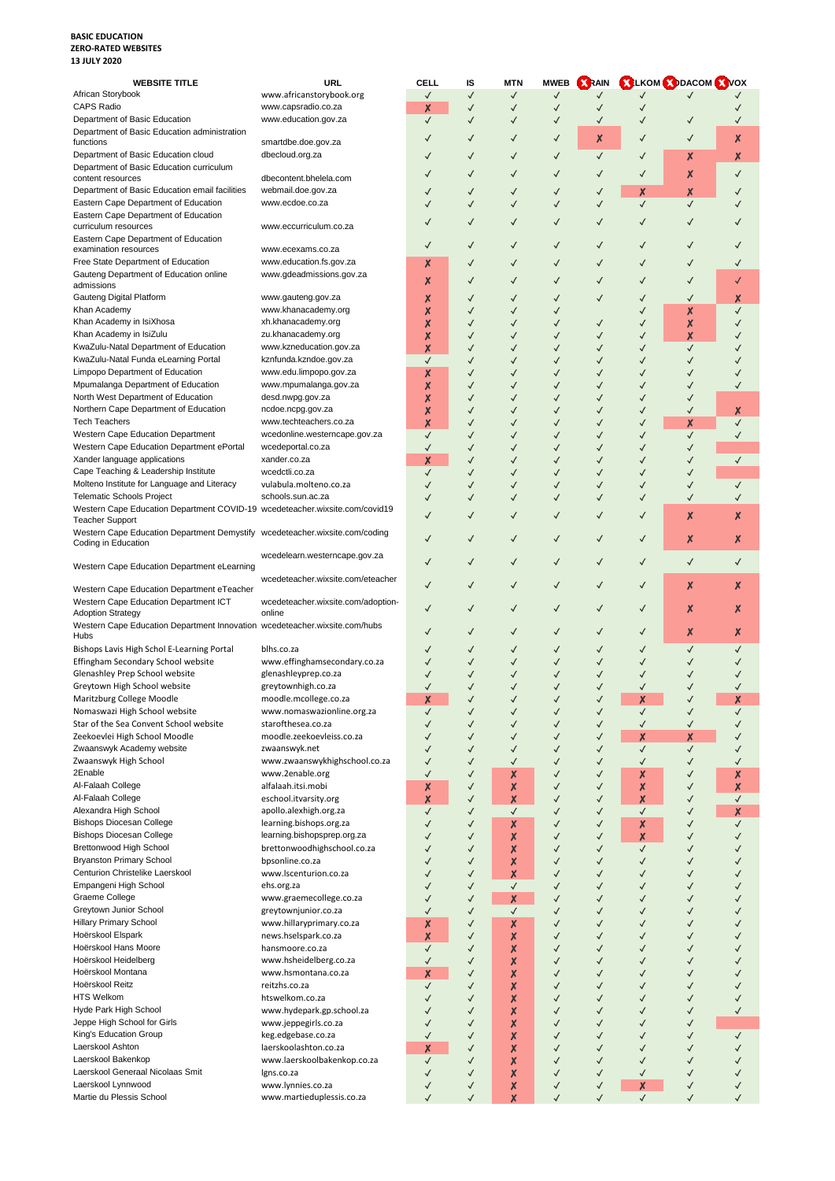**BASIC EDUCATION**
**ZERO-RATED WEBSITES**
**13 JULY 2020**

| WEBSITE TITLE | URL | CELL | IS | MTN | MWEB | RAIN | TELKOM | VODACOM | VOX |
|---|---|---|---|---|---|---|---|---|---|
| African Storybook | www.africanstorybook.org | ✓ | ✓ | ✓ | ✓ | ✓ | ✓ | ✓ | ✓ |
| CAPS Radio | www.capsradio.co.za | ✗ | ✓ | ✓ | ✓ | ✓ | ✓ | | ✓ |
| Department of Basic Education | www.education.gov.za | ✓ | ✓ | ✓ | ✓ | ✓ | ✓ | ✓ | ✓ |
| Department of Basic Education administration functions | smartdbe.doe.gov.za | ✓ | ✓ | ✓ | ✓ | ✗ | ✓ | ✓ | ✗ |
| Department of Basic Education cloud | dbecloud.org.za | ✓ | ✓ | ✓ | ✓ | ✓ | ✓ | ✗ | ✗ |
| Department of Basic Education curriculum content resources | dbecontent.bhelela.com | ✓ | ✓ | ✓ | ✓ | ✓ | ✓ | ✗ | ✓ |
| Department of Basic Education email facilities | webmail.doe.gov.za | ✓ | ✓ | ✓ | ✓ | ✓ | ✗ | ✗ | ✓ |
| Eastern Cape Department of Education | www.ecdoe.co.za | ✓ | ✓ | ✓ | ✓ | ✓ | ✓ | ✓ | ✓ |
| Eastern Cape Department of Education curriculum resources | www.eccurriculum.co.za | ✓ | ✓ | ✓ | ✓ | ✓ | ✓ | ✓ | ✓ |
| Eastern Cape Department of Education examination resources | www.ecexams.co.za | ✓ | ✓ | ✓ | ✓ | ✓ | ✓ | ✓ | ✓ |
| Free State Department of Education | www.education.fs.gov.za | ✗ | ✓ | ✓ | ✓ | ✓ | ✓ | ✓ | ✓ |
| Gauteng Department of Education online admissions | www.gdeadmissions.gov.za | ✗ | ✓ | ✓ | ✓ | ✓ | ✓ | ✓ | ✓ |
| Gauteng Digital Platform | www.gauteng.gov.za | ✗ | ✓ | ✓ | ✓ | ✓ | ✓ | ✓ | ✗ |
| Khan Academy | www.khanacademy.org | ✗ | ✓ | ✓ | ✓ | | ✓ | ✗ | ✓ |
| Khan Academy in IsiXhosa | xh.khanacademy.org | ✗ | ✓ | ✓ | ✓ | ✓ | ✓ | ✗ | ✓ |
| Khan Academy in IsiZulu | zu.khanacademy.org | ✗ | ✓ | ✓ | ✓ | ✓ | ✓ | ✗ | ✓ |
| KwaZulu-Natal Department of Education | www.kzneducation.gov.za | ✗ | ✓ | ✓ | ✓ | ✓ | ✓ | ✓ | ✓ |
| KwaZulu-Natal Funda eLearning Portal | kznfunda.kzndoe.gov.za | ✓ | ✓ | ✓ | ✓ | ✓ | ✓ | ✓ | ✓ |
| Limpopo Department of Education | www.edu.limpopo.gov.za | ✗ | ✓ | ✓ | ✓ | ✓ | ✓ | ✓ | ✓ |
| Mpumalanga Department of Education | www.mpumalanga.gov.za | ✗ | ✓ | ✓ | ✓ | ✓ | ✓ | ✓ | ✓ |
| North West Department of Education | desd.nwpg.gov.za | ✗ | ✓ | ✓ | ✓ | ✓ | ✓ | ✓ | |
| Northern Cape Department of Education | ncdoe.ncpg.gov.za | ✗ | ✓ | ✓ | ✓ | ✓ | ✓ | ✓ | ✗ |
| Tech Teachers | www.techteachers.co.za | ✗ | ✓ | ✓ | ✓ | ✓ | ✓ | ✗ | ✓ |
| Western Cape Education Department | wcedonline.westerncape.gov.za | ✓ | ✓ | ✓ | ✓ | ✓ | ✓ | ✓ | ✓ |
| Western Cape Education Department ePortal | wcedeportal.co.za | ✓ | ✓ | ✓ | ✓ | ✓ | ✓ | ✓ | |
| Xander language applications | xander.co.za | ✗ | ✓ | ✓ | ✓ | ✓ | ✓ | ✓ | ✓ |
| Cape Teaching & Leadership Institute | wcedctli.co.za | ✓ | ✓ | ✓ | ✓ | ✓ | ✓ | ✓ | |
| Molteno Institute for Language and Literacy | vulabula.molteno.co.za | ✓ | ✓ | ✓ | ✓ | ✓ | ✓ | ✓ | ✓ |
| Telematic Schools Project | schools.sun.ac.za | ✓ | ✓ | ✓ | ✓ | ✓ | ✓ | ✓ | ✓ |
| Western Cape Education Department COVID-19 Teacher Support | wcedeteacher.wixsite.com/covid19 | ✓ | ✓ | ✓ | ✓ | ✓ | ✓ | ✗ | ✗ |
| Western Cape Education Department Demystify Coding in Education | wcedeteacher.wixsite.com/coding | ✓ | ✓ | ✓ | ✓ | ✓ | ✓ | ✗ | ✗ |
| Western Cape Education Department eLearning | wcedelearn.westerncape.gov.za | ✓ | ✓ | ✓ | ✓ | ✓ | ✓ | ✓ | ✓ |
| Western Cape Education Department eTeacher | wcedeteacher.wixsite.com/eteacher | ✓ | ✓ | ✓ | ✓ | ✓ | ✓ | ✗ | ✗ |
| Western Cape Education Department ICT Adoption Strategy | wcedeteacher.wixsite.com/adoption-online | ✓ | ✓ | ✓ | ✓ | ✓ | ✓ | ✗ | ✗ |
| Western Cape Education Department Innovation Hubs | wcedeteacher.wixsite.com/hubs | ✓ | ✓ | ✓ | ✓ | ✓ | ✓ | ✗ | ✗ |
| Bishops Lavis High Schol E-Learning Portal | blhs.co.za | ✓ | ✓ | ✓ | ✓ | ✓ | ✓ | ✓ | ✓ |
| Effingham Secondary School website | www.effinghamsecondary.co.za | ✓ | ✓ | ✓ | ✓ | ✓ | ✓ | ✓ | ✓ |
| Glenashley Prep School website | glenashleyprep.co.za | ✓ | ✓ | ✓ | ✓ | ✓ | ✓ | ✓ | ✓ |
| Greytown High School website | greytownhigh.co.za | ✓ | ✓ | ✓ | ✓ | ✓ | ✓ | ✓ | ✓ |
| Maritzburg College Moodle | moodle.mcollege.co.za | ✗ | ✓ | ✓ | ✓ | ✓ | ✗ | ✓ | ✗ |
| Nomaswazi High School website | www.nomaswazionline.org.za | ✓ | ✓ | ✓ | ✓ | ✓ | ✓ | ✓ | ✓ |
| Star of the Sea Convent School website | staroftthesea.co.za | ✓ | ✓ | ✓ | ✓ | ✓ | ✓ | ✓ | ✓ |
| Zeekoevlei High School Moodle | moodle.zeekoevleiss.co.za | ✓ | ✓ | ✓ | ✓ | ✓ | ✗ | ✗ | ✓ |
| Zwaanswyk Academy website | zwaanswyk.net | ✓ | ✓ | ✓ | ✓ | ✓ | ✓ | ✓ | ✓ |
| Zwaanswyk High School | www.zwaanswykhighschool.co.za | ✓ | ✓ | ✓ | ✓ | ✓ | ✓ | ✓ | ✓ |
| 2Enable | www.2enable.org | ✓ | ✓ | ✗ | ✓ | ✓ | ✗ | ✓ | ✗ |
| Al-Falaah College | alfalaah.itsi.mobi | ✗ | ✓ | ✗ | ✓ | ✓ | ✗ | ✓ | ✗ |
| Al-Falaah College | eschool.itvarsity.org | ✗ | ✓ | ✗ | ✓ | ✓ | ✗ | ✓ | ✓ |
| Alexandra High School | apollo.alexhigh.org.za | ✓ | ✓ | ✓ | ✓ | ✓ | ✓ | ✓ | ✗ |
| Bishops Diocesan College | learning.bishops.org.za | ✓ | ✓ | ✗ | ✓ | ✓ | ✗ | ✓ | ✓ |
| Bishops Diocesan College | learning.bishopsprep.org.za | ✓ | ✓ | ✗ | ✓ | ✓ | ✗ | ✓ | ✓ |
| Brettonwood High School | brettonwoodhighschool.co.za | ✓ | ✓ | ✗ | ✓ | ✓ | ✓ | ✓ | ✓ |
| Bryanston Primary School | bpsonline.co.za | ✓ | ✓ | ✗ | ✓ | ✓ | ✓ | ✓ | ✓ |
| Centurion Christelike Laerskool | www.lscenturion.co.za | ✓ | ✓ | ✗ | ✓ | ✓ | ✓ | ✓ | ✓ |
| Empangeni High School | ehs.org.za | ✓ | ✓ | ✓ | ✓ | ✓ | ✓ | ✓ | ✓ |
| Graeme College | www.graemecollege.co.za | ✓ | ✓ | ✗ | ✓ | ✓ | ✓ | ✓ | ✓ |
| Greytown Junior School | greytownjunior.co.za | ✓ | ✓ | ✓ | ✓ | ✓ | ✓ | ✓ | ✓ |
| Hillary Primary School | www.hillaryprimary.co.za | ✗ | ✓ | ✗ | ✓ | ✓ | ✓ | ✓ | ✓ |
| Hoërskool Elspark | news.hselspark.co.za | ✗ | ✓ | ✗ | ✓ | ✓ | ✓ | ✓ | ✓ |
| Hoërskool Hans Moore | hansmoore.co.za | ✓ | ✓ | ✗ | ✓ | ✓ | ✓ | ✓ | ✓ |
| Hoërskool Heidelberg | www.hsheidelberg.co.za | ✓ | ✓ | ✗ | ✓ | ✓ | ✓ | ✓ | ✓ |
| Hoërskool Montana | www.hsmontana.co.za | ✗ | ✓ | ✗ | ✓ | ✓ | ✓ | ✓ | ✓ |
| Hoërskool Reitz | reitzhs.co.za | ✓ | ✓ | ✗ | ✓ | ✓ | ✓ | ✓ | ✓ |
| HTS Welkom | htswelkom.co.za | ✓ | ✓ | ✗ | ✓ | ✓ | ✓ | ✓ | ✓ |
| Hyde Park High School | www.hydepark.gp.school.za | ✓ | ✓ | ✗ | ✓ | ✓ | ✓ | ✓ | ✓ |
| Jeppe High School for Girls | www.jeppegirls.co.za | ✓ | ✓ | ✗ | ✓ | ✓ | ✓ | ✓ | |
| King's Education Group | keg.edgebase.co.za | ✓ | ✓ | ✗ | ✓ | ✓ | ✓ | ✓ | ✓ |
| Laerskool Ashton | laerskoolashton.co.za | ✗ | ✓ | ✗ | ✓ | ✓ | ✓ | ✓ | ✓ |
| Laerskool Bakenkop | www.laerskoolbakenkop.co.za | ✓ | ✓ | ✗ | ✓ | ✓ | ✓ | ✓ | ✓ |
| Laerskool Generaal Nicolaas Smit | lgns.co.za | ✓ | ✓ | ✗ | ✓ | ✓ | ✓ | ✓ | ✓ |
| Laerskool Lynnwood | www.lynnies.co.za | ✓ | ✓ | ✗ | ✓ | ✓ | ✗ | ✓ | ✓ |
| Martie du Plessis School | www.martieduplessis.co.za | ✓ | ✓ | ✗ | ✓ | ✓ | ✓ | ✓ | ✓ |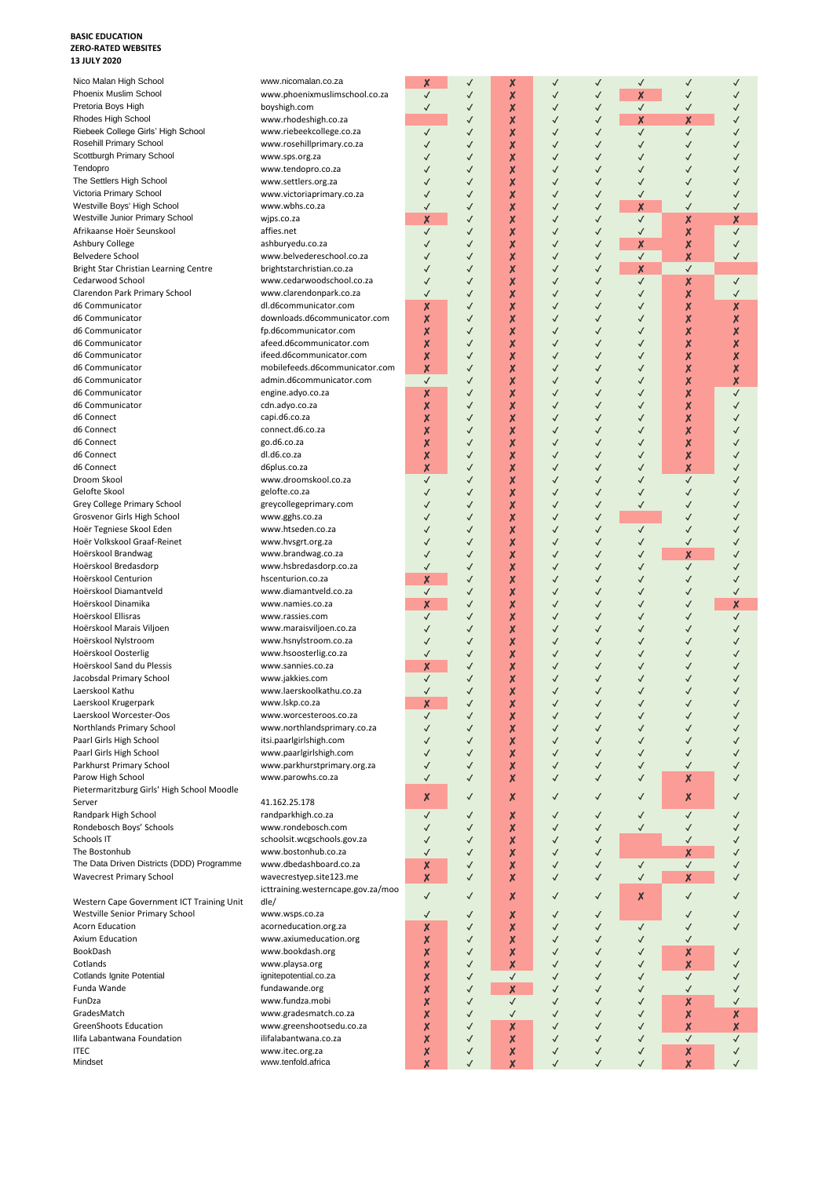**BASIC EDUCATION**
**ZERO-RATED WEBSITES**
**13 JULY 2020**

| | | | | | | | | | |
|---|---|---|---|---|---|---|---|---|---|
| Nico Malan High School | www.nicomalan.co.za | ✗ | ✓ | ✗ | ✓ | ✓ | ✓ | ✓ | ✓ |
| Phoenix Muslim School | www.phoenixmuslimschool.co.za | ✓ | ✓ | ✗ | ✓ | ✓ | ✗ | ✓ | ✓ |
| Pretoria Boys High | boyshigh.com | ✓ | ✓ | ✗ | ✓ | ✓ | ✓ | ✓ | ✓ |
| Rhodes High School | www.rhodeshigh.co.za | | ✓ | ✗ | ✓ | ✓ | ✗ | ✗ | ✓ |
| Riebeek College Girls' High School | www.riebeekcollege.co.za | ✓ | ✓ | ✗ | ✓ | ✓ | ✓ | ✓ | ✓ |
| Rosehill Primary School | www.rosehillprimary.co.za | ✓ | ✓ | ✗ | ✓ | ✓ | ✓ | ✓ | ✓ |
| Scottburgh Primary School | www.sps.org.za | ✓ | ✓ | ✗ | ✓ | ✓ | ✓ | ✓ | ✓ |
| Tendopro | www.tendopro.co.za | ✓ | ✓ | ✗ | ✓ | ✓ | ✓ | ✓ | ✓ |
| The Settlers High School | www.settlers.org.za | ✓ | ✓ | ✗ | ✓ | ✓ | ✓ | ✓ | ✓ |
| Victoria Primary School | www.victoriaprimary.co.za | ✓ | ✓ | ✗ | ✓ | ✓ | ✓ | ✓ | ✓ |
| Westville Boys' High School | www.wbhs.co.za | ✓ | ✓ | ✗ | ✓ | ✓ | ✗ | ✓ | ✓ |
| Westville Junior Primary School | wjps.co.za | ✗ | ✓ | ✗ | ✓ | ✓ | ✓ | ✗ | ✗ |
| Afrikaanse Hoër Seunskool | affies.net | ✓ | ✓ | ✗ | ✓ | ✓ | ✓ | ✗ | ✓ |
| Ashbury College | ashburyedu.co.za | ✓ | ✓ | ✗ | ✓ | ✓ | ✗ | ✗ | ✓ |
| Belvedere School | www.belvedereschool.co.za | ✓ | ✓ | ✗ | ✓ | ✓ | ✓ | ✗ | ✓ |
| Bright Star Christian Learning Centre | brightstarchristian.co.za | ✓ | ✓ | ✗ | ✓ | ✓ | ✗ | ✓ | |
| Cedarwood School | www.cedarwoodschool.co.za | ✓ | ✓ | ✗ | ✓ | ✓ | ✓ | ✗ | ✓ |
| Clarendon Park Primary School | www.clarendonpark.co.za | ✓ | ✓ | ✗ | ✓ | ✓ | ✓ | ✗ | ✓ |
| d6 Communicator | dl.d6communicator.com | ✗ | ✓ | ✗ | ✓ | ✓ | ✓ | ✗ | ✗ |
| d6 Communicator | downloads.d6communicator.com | ✗ | ✓ | ✗ | ✓ | ✓ | ✓ | ✗ | ✗ |
| d6 Communicator | fp.d6communicator.com | ✗ | ✓ | ✗ | ✓ | ✓ | ✓ | ✗ | ✗ |
| d6 Communicator | afeed.d6communicator.com | ✗ | ✓ | ✗ | ✓ | ✓ | ✓ | ✗ | ✗ |
| d6 Communicator | ifeed.d6communicator.com | ✗ | ✓ | ✗ | ✓ | ✓ | ✓ | ✗ | ✗ |
| d6 Communicator | mobilefeeds.d6communicator.com | ✗ | ✓ | ✗ | ✓ | ✓ | ✓ | ✗ | ✗ |
| d6 Communicator | admin.d6communicator.com | ✓ | ✓ | ✗ | ✓ | ✓ | ✓ | ✗ | ✗ |
| d6 Communicator | engine.adyo.co.za | ✗ | ✓ | ✗ | ✓ | ✓ | ✓ | ✗ | ✓ |
| d6 Communicator | cdn.adyo.co.za | ✗ | ✓ | ✗ | ✓ | ✓ | ✓ | ✗ | ✓ |
| d6 Connect | capi.d6.co.za | ✗ | ✓ | ✗ | ✓ | ✓ | ✓ | ✗ | ✓ |
| d6 Connect | connect.d6.co.za | ✗ | ✓ | ✗ | ✓ | ✓ | ✓ | ✗ | ✓ |
| d6 Connect | go.d6.co.za | ✗ | ✓ | ✗ | ✓ | ✓ | ✓ | ✗ | ✓ |
| d6 Connect | dl.d6.co.za | ✗ | ✓ | ✗ | ✓ | ✓ | ✓ | ✗ | ✓ |
| d6 Connect | d6plus.co.za | ✗ | ✓ | ✗ | ✓ | ✓ | ✓ | ✗ | ✓ |
| Droom Skool | www.droomskool.co.za | ✓ | ✓ | ✗ | ✓ | ✓ | ✓ | ✓ | ✓ |
| Gelofte Skool | gelofte.co.za | ✓ | ✓ | ✗ | ✓ | ✓ | ✓ | ✓ | ✓ |
| Grey College Primary School | greycollegeprimary.com | ✓ | ✓ | ✗ | ✓ | ✓ | ✓ | ✓ | ✓ |
| Grosvenor Girls High School | www.gghs.co.za | ✓ | ✓ | ✗ | ✓ | ✓ | | ✓ | ✓ |
| Hoër Tegniese Skool Eden | www.htseden.co.za | ✓ | ✓ | ✗ | ✓ | ✓ | ✓ | ✓ | ✓ |
| Hoër Volkskool Graaf-Reinet | www.hvsgrt.org.za | ✓ | ✓ | ✗ | ✓ | ✓ | ✓ | ✓ | ✓ |
| Hoërskool Brandwag | www.brandwag.co.za | ✓ | ✓ | ✗ | ✓ | ✓ | ✓ | ✗ | ✓ |
| Hoërskool Bredasdorp | www.hsbredasdorp.co.za | ✓ | ✓ | ✗ | ✓ | ✓ | ✓ | ✓ | ✓ |
| Hoërskool Centurion | hscenturion.co.za | ✗ | ✓ | ✗ | ✓ | ✓ | ✓ | ✓ | ✓ |
| Hoërskool Diamantveld | www.diamantveld.co.za | ✓ | ✓ | ✗ | ✓ | ✓ | ✓ | ✓ | ✓ |
| Hoërskool Dinamika | www.namies.co.za | ✗ | ✓ | ✗ | ✓ | ✓ | ✓ | ✓ | ✗ |
| Hoërskool Ellisras | www.rassies.com | ✓ | ✓ | ✗ | ✓ | ✓ | ✓ | ✓ | ✓ |
| Hoërskool Marais Viljoen | www.maraisviljoen.co.za | ✓ | ✓ | ✗ | ✓ | ✓ | ✓ | ✓ | ✓ |
| Hoërskool Nylstroom | www.hsnylstroom.co.za | ✓ | ✓ | ✗ | ✓ | ✓ | ✓ | ✓ | ✓ |
| Hoërskool Oosterlig | www.hsoosterlig.co.za | ✓ | ✓ | ✗ | ✓ | ✓ | ✓ | ✓ | ✓ |
| Hoërskool Sand du Plessis | www.sannies.co.za | ✗ | ✓ | ✗ | ✓ | ✓ | ✓ | ✓ | ✓ |
| Jacobsdal Primary School | www.jakkies.com | ✓ | ✓ | ✗ | ✓ | ✓ | ✓ | ✓ | ✓ |
| Laerskool Kathu | www.laerskoolkathu.co.za | ✓ | ✓ | ✗ | ✓ | ✓ | ✓ | ✓ | ✓ |
| Laerskool Krugerpark | www.lskp.co.za | ✗ | ✓ | ✗ | ✓ | ✓ | ✓ | ✓ | ✓ |
| Laerskool Worcester-Oos | www.worcesteroos.co.za | ✓ | ✓ | ✗ | ✓ | ✓ | ✓ | ✓ | ✓ |
| Northlands Primary School | www.northlandsprimary.co.za | ✓ | ✓ | ✗ | ✓ | ✓ | ✓ | ✓ | ✓ |
| Paarl Girls High School | itsi.paarlgirlshigh.com | ✓ | ✓ | ✗ | ✓ | ✓ | ✓ | ✓ | ✓ |
| Paarl Girls High School | www.paarlgirlshigh.com | ✓ | ✓ | ✗ | ✓ | ✓ | ✓ | ✓ | ✓ |
| Parkhurst Primary School | www.parkhurstprimary.org.za | ✓ | ✓ | ✗ | ✓ | ✓ | ✓ | ✓ | ✓ |
| Parow High School | www.parowhs.co.za | ✓ | ✓ | ✗ | ✓ | ✓ | ✓ | ✗ | ✓ |
| Pietermaritzburg Girls' High School Moodle Server | 41.162.25.178 | ✗ | ✓ | ✗ | ✓ | ✓ | ✓ | ✗ | ✓ |
| Randpark High School | randparkhigh.co.za | ✓ | ✓ | ✗ | ✓ | ✓ | ✓ | ✓ | ✓ |
| Rondebosch Boys' Schools | www.rondebosch.com | ✓ | ✓ | ✗ | ✓ | ✓ | ✓ | ✓ | ✓ |
| Schools IT | schoolsit.wcgschools.gov.za | ✓ | ✓ | ✗ | ✓ | ✓ | | ✓ | ✓ |
| The Bostonhub | www.bostonhub.co.za | ✓ | ✓ | ✗ | ✓ | ✓ | | ✗ | ✓ |
| The Data Driven Districts (DDD) Programme | www.dbedashboard.co.za | ✗ | ✓ | ✗ | ✓ | ✓ | ✓ | ✓ | ✓ |
| Wavecrest Primary School | wavecrestyep.site123.me | ✗ | ✓ | ✗ | ✓ | ✓ | ✓ | ✗ | ✓ |
| Western Cape Government ICT Training Unit | icttraining.westerncape.gov.za/moodle/ | ✓ | ✓ | ✗ | ✓ | ✓ | ✗ | ✓ | ✓ |
| Westville Senior Primary School | www.wsps.co.za | ✓ | ✓ | ✗ | ✓ | ✓ | | ✓ | ✓ |
| Acorn Education | acorneducation.org.za | ✗ | ✓ | ✗ | ✓ | ✓ | ✓ | ✓ | ✓ |
| Axium Education | www.axiumeducation.org | ✗ | ✓ | ✗ | ✓ | ✓ | ✓ | ✓ | |
| BookDash | www.bookdash.org | ✗ | ✓ | ✗ | ✓ | ✓ | ✓ | ✗ | ✓ |
| Cotlands | www.playsa.org | ✗ | ✓ | ✗ | ✓ | ✓ | ✓ | ✗ | ✓ |
| Cotlands Ignite Potential | ignitepotential.co.za | ✗ | ✓ | ✓ | ✓ | ✓ | ✓ | ✓ | ✓ |
| Funda Wande | fundawande.org | ✗ | ✓ | ✗ | ✓ | ✓ | ✓ | ✓ | ✓ |
| FunDza | www.fundza.mobi | ✗ | ✓ | ✓ | ✓ | ✓ | ✓ | ✗ | ✓ |
| GradesMatch | www.gradesmatch.co.za | ✗ | ✓ | ✓ | ✓ | ✓ | ✓ | ✗ | ✗ |
| GreenShoots Education | www.greenshootsedu.co.za | ✗ | ✓ | ✗ | ✓ | ✓ | ✓ | ✗ | ✗ |
| Ilifa Labantwana Foundation | ilifalabantwana.co.za | ✗ | ✓ | ✗ | ✓ | ✓ | ✓ | ✓ | ✓ |
| ITEC | www.itec.org.za | ✗ | ✓ | ✗ | ✓ | ✓ | ✓ | ✗ | ✓ |
| Mindset | www.tenfold.africa | ✗ | ✓ | ✗ | ✓ | ✓ | ✓ | ✗ | ✓ |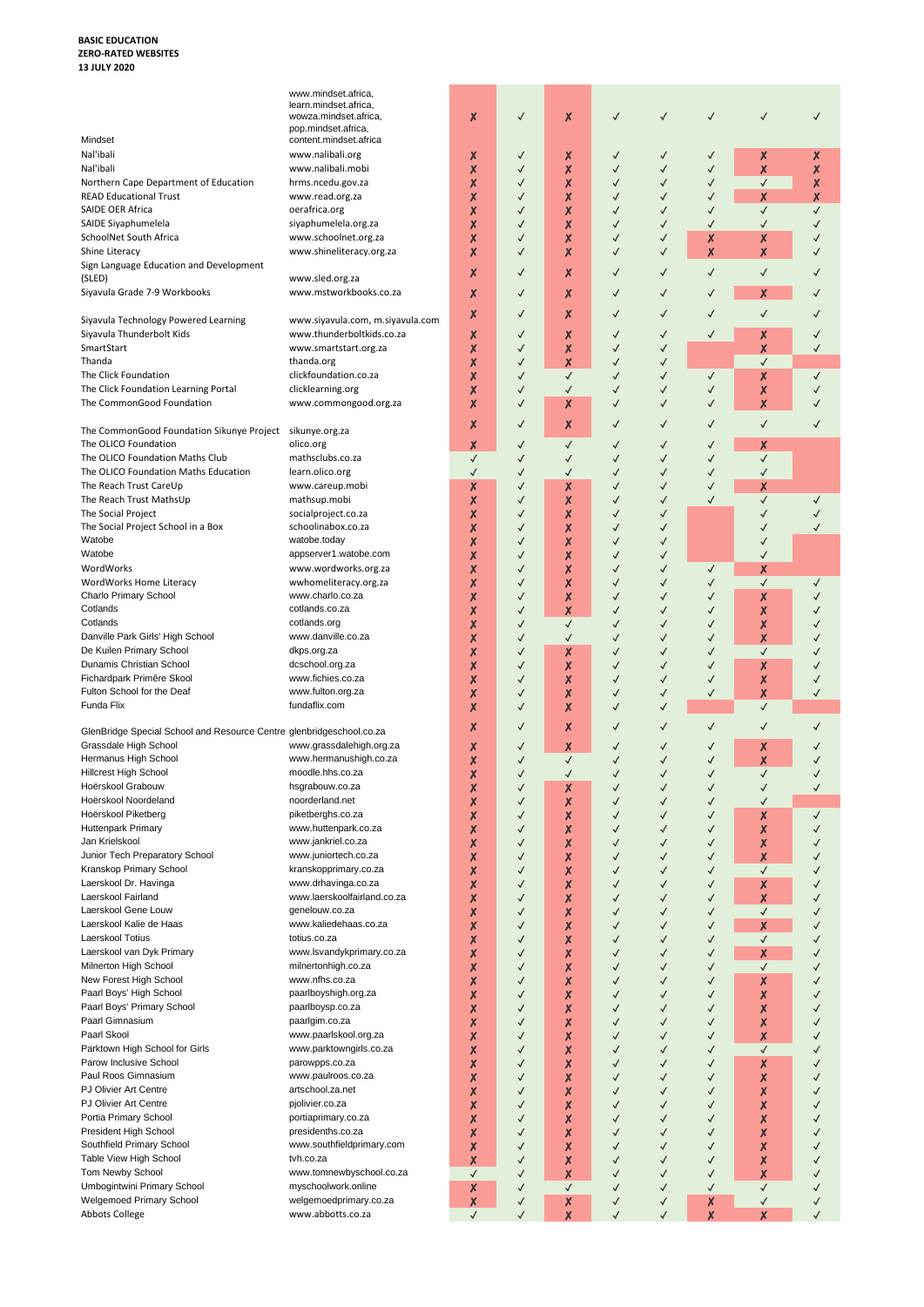**BASIC EDUCATION**
**ZERO-RATED WEBSITES**
**13 JULY 2020**

| | | | | | | | | | |
|---|---|---|---|---|---|---|---|---|---|
| Mindset | www.mindset.africa, learn.mindset.africa, wowza.mindset.africa, pop.mindset.africa, content.mindset.africa | ✗ | ✓ | ✗ | ✓ | ✓ | ✓ | ✓ | ✓ |
| Nal'ibali | www.nalibali.org | ✗ | ✓ | ✗ | ✓ | ✓ | ✓ | ✗ | ✗ |
| Nal'ibali | www.nalibali.mobi | ✗ | ✓ | ✗ | ✓ | ✓ | ✓ | ✗ | ✗ |
| Northern Cape Department of Education | hrms.ncedu.gov.za | ✗ | ✓ | ✗ | ✓ | ✓ | ✓ | ✓ | ✗ |
| READ Educational Trust | www.read.org.za | ✗ | ✓ | ✗ | ✓ | ✓ | ✓ | ✗ | ✗ |
| SAIDE OER Africa | oerafrica.org | ✗ | ✓ | ✗ | ✓ | ✓ | ✓ | ✓ | ✓ |
| SAIDE Siyaphumelela | siyaphumelela.org.za | ✗ | ✓ | ✗ | ✓ | ✓ | ✓ | ✓ | ✓ |
| SchoolNet South Africa | www.schoolnet.org.za | ✗ | ✓ | ✗ | ✓ | ✓ | ✗ | ✗ | ✓ |
| Shine Literacy | www.shineliteracy.org.za | ✗ | ✓ | ✗ | ✓ | ✓ | ✗ | ✗ | ✓ |
| Sign Language Education and Development (SLED) | www.sled.org.za | ✗ | ✓ | ✗ | ✓ | ✓ | ✓ | ✓ | ✓ |
| Siyavula Grade 7-9 Workbooks | www.mstworkbooks.co.za | ✗ | ✓ | ✗ | ✓ | ✓ | ✓ | ✗ | ✓ |
| Siyavula Technology Powered Learning | www.siyavula.com, m.siyavula.com | ✗ | ✓ | ✗ | ✓ | ✓ | ✓ | ✓ | ✓ |
| Siyavula Thunderbolt Kids | www.thunderboltkids.co.za | ✗ | ✓ | ✗ | ✓ | ✓ | ✓ | ✗ | ✓ |
| SmartStart | www.smartstart.org.za | ✗ | ✓ | ✗ | ✓ | ✓ | | ✗ | ✓ |
| Thanda | thanda.org | ✗ | ✓ | ✗ | ✓ | ✓ | | ✓ | |
| The Click Foundation | clickfoundation.co.za | ✗ | ✓ | ✓ | ✓ | ✓ | ✓ | ✗ | ✓ |
| The Click Foundation Learning Portal | clicklearning.org | ✗ | ✓ | ✓ | ✓ | ✓ | ✓ | ✗ | ✓ |
| The CommonGood Foundation | www.commongood.org.za | ✗ | ✓ | ✗ | ✓ | ✓ | ✓ | ✗ | ✓ |
| The CommonGood Foundation Sikunye Project | sikunye.org.za | ✗ | ✓ | ✗ | ✓ | ✓ | ✓ | ✓ | ✓ |
| The OLICO Foundation | olico.org | ✗ | ✓ | ✓ | ✓ | ✓ | ✓ | ✗ | |
| The OLICO Foundation Maths Club | mathsclubs.co.za | ✓ | ✓ | ✓ | ✓ | ✓ | ✓ | ✓ | |
| The OLICO Foundation Maths Education | learn.olico.org | ✓ | ✓ | ✓ | ✓ | ✓ | ✓ | ✓ | |
| The Reach Trust CareUp | www.careup.mobi | ✗ | ✓ | ✗ | ✓ | ✓ | ✓ | ✗ | |
| The Reach Trust MathsUp | mathsup.mobi | ✗ | ✓ | ✗ | ✓ | ✓ | ✓ | ✓ | ✓ |
| The Social Project | socialproject.co.za | ✗ | ✓ | ✗ | ✓ | ✓ | | ✓ | ✓ |
| The Social Project School in a Box | schoolinabox.co.za | ✗ | ✓ | ✗ | ✓ | ✓ | | ✓ | ✓ |
| Watobe | watobe.today | ✗ | ✓ | ✗ | ✓ | ✓ | | ✓ | |
| Watobe | appserver1.watobe.com | ✗ | ✓ | ✗ | ✓ | ✓ | | ✓ | |
| WordWorks | www.wordworks.org.za | ✗ | ✓ | ✗ | ✓ | ✓ | ✓ | ✗ | |
| WordWorks Home Literacy | wwhomeliteracy.org.za | ✗ | ✓ | ✗ | ✓ | ✓ | ✓ | ✓ | ✓ |
| Charlo Primary School | www.charlo.co.za | ✗ | ✓ | ✗ | ✓ | ✓ | ✓ | ✗ | ✓ |
| Cotlands | cotlands.co.za | ✗ | ✓ | ✗ | ✓ | ✓ | ✓ | ✗ | ✓ |
| Cotlands | cotlands.org | ✗ | ✓ | ✓ | ✓ | ✓ | ✓ | ✗ | ✓ |
| Danville Park Girls' High School | www.danville.co.za | ✗ | ✓ | ✓ | ✓ | ✓ | ✓ | ✗ | ✓ |
| De Kuilen Primary School | dkps.org.za | ✗ | ✓ | ✗ | ✓ | ✓ | ✓ | ✓ | ✓ |
| Dunamis Christian School | dcschool.org.za | ✗ | ✓ | ✗ | ✓ | ✓ | ✓ | ✗ | ✓ |
| Fichardpark Primêre Skool | www.fichies.co.za | ✗ | ✓ | ✗ | ✓ | ✓ | ✓ | ✗ | ✓ |
| Fulton School for the Deaf | www.fulton.org.za | ✗ | ✓ | ✗ | ✓ | ✓ | ✓ | ✗ | ✓ |
| Funda Flix | fundaflix.com | ✗ | ✓ | ✗ | ✓ | ✓ | | ✓ | |
| GlenBridge Special School and Resource Centre | glenbridgeschool.co.za | ✗ | ✓ | ✗ | ✓ | ✓ | ✓ | ✓ | ✓ |
| Grassdale High School | www.grassdalehigh.org.za | ✗ | ✓ | ✗ | ✓ | ✓ | ✓ | ✗ | ✓ |
| Hermanus High School | www.hermanushigh.co.za | ✗ | ✓ | ✓ | ✓ | ✓ | ✓ | ✗ | ✓ |
| Hillcrest High School | moodle.hhs.co.za | ✗ | ✓ | ✓ | ✓ | ✓ | ✓ | ✓ | ✓ |
| Hoërskool Grabouw | hsgrabouw.co.za | ✗ | ✓ | ✗ | ✓ | ✓ | ✓ | ✓ | ✓ |
| Hoërskool Noordeland | noorderland.net | ✗ | ✓ | ✗ | ✓ | ✓ | ✓ | ✓ | |
| Hoërskool Piketberg | piketberghs.co.za | ✗ | ✓ | ✗ | ✓ | ✓ | ✓ | ✗ | ✓ |
| Huttenpark Primary | www.huttenpark.co.za | ✗ | ✓ | ✗ | ✓ | ✓ | ✓ | ✗ | ✓ |
| Jan Krielskool | www.jankriel.co.za | ✗ | ✓ | ✗ | ✓ | ✓ | ✓ | ✗ | ✓ |
| Junior Tech Preparatory School | www.juniortech.co.za | ✗ | ✓ | ✗ | ✓ | ✓ | ✓ | ✗ | ✓ |
| Kranskop Primary School | kranskopprimary.co.za | ✗ | ✓ | ✗ | ✓ | ✓ | ✓ | ✓ | ✓ |
| Laerskool Dr. Havinga | www.drhavinga.co.za | ✗ | ✓ | ✗ | ✓ | ✓ | ✓ | ✗ | ✓ |
| Laerskool Fairland | www.laerskoolfairland.co.za | ✗ | ✓ | ✗ | ✓ | ✓ | ✓ | ✗ | ✓ |
| Laerskool Gene Louw | genelouw.co.za | ✗ | ✓ | ✗ | ✓ | ✓ | ✓ | ✓ | ✓ |
| Laerskool Kalie de Haas | www.kaliedehaas.co.za | ✗ | ✓ | ✗ | ✓ | ✓ | ✓ | ✗ | ✓ |
| Laerskool Totius | totius.co.za | ✗ | ✓ | ✗ | ✓ | ✓ | ✓ | ✓ | ✓ |
| Laerskool van Dyk Primary | www.lsvandykprimary.co.za | ✗ | ✓ | ✗ | ✓ | ✓ | ✓ | ✗ | ✓ |
| Milnerton High School | milnertonhigh.co.za | ✗ | ✓ | ✗ | ✓ | ✓ | ✓ | ✓ | ✓ |
| New Forest High School | www.nfhs.co.za | ✗ | ✓ | ✗ | ✓ | ✓ | ✓ | ✗ | ✓ |
| Paarl Boys' High School | paarlboyshigh.org.za | ✗ | ✓ | ✗ | ✓ | ✓ | ✓ | ✗ | ✓ |
| Paarl Boys' Primary School | paarlboysp.co.za | ✗ | ✓ | ✗ | ✓ | ✓ | ✓ | ✗ | ✓ |
| Paarl Gimnasium | paarlgim.co.za | ✗ | ✓ | ✗ | ✓ | ✓ | ✓ | ✗ | ✓ |
| Paarl Skool | www.paarlskool.org.za | ✗ | ✓ | ✗ | ✓ | ✓ | ✓ | ✗ | ✓ |
| Parktown High School for Girls | www.parktowngirls.co.za | ✗ | ✓ | ✗ | ✓ | ✓ | ✓ | ✓ | ✓ |
| Parow Inclusive School | parowpps.co.za | ✗ | ✓ | ✗ | ✓ | ✓ | ✓ | ✗ | ✓ |
| Paul Roos Gimnasium | www.paulroos.co.za | ✗ | ✓ | ✗ | ✓ | ✓ | ✓ | ✗ | ✓ |
| PJ Olivier Art Centre | artschool.za.net | ✗ | ✓ | ✗ | ✓ | ✓ | ✓ | ✗ | ✓ |
| PJ Olivier Art Centre | pjolivier.co.za | ✗ | ✓ | ✗ | ✓ | ✓ | ✓ | ✗ | ✓ |
| Portia Primary School | portiaprimary.co.za | ✗ | ✓ | ✗ | ✓ | ✓ | ✓ | ✗ | ✓ |
| President High School | presidenths.co.za | ✗ | ✓ | ✗ | ✓ | ✓ | ✓ | ✗ | ✓ |
| Southfield Primary School | www.southfieldprimary.com | ✗ | ✓ | ✗ | ✓ | ✓ | ✓ | ✗ | ✓ |
| Table View High School | tvh.co.za | ✗ | ✓ | ✗ | ✓ | ✓ | ✓ | ✗ | ✓ |
| Tom Newby School | www.tomnewbyschool.co.za | ✓ | ✓ | ✗ | ✓ | ✓ | ✓ | ✗ | ✓ |
| Umbogintwini Primary School | myschoolwork.online | ✗ | ✓ | ✓ | ✓ | ✓ | ✓ | ✓ | ✓ |
| Welgemoed Primary School | welgemoedprimary.co.za | ✗ | ✓ | ✗ | ✓ | ✓ | ✗ | ✓ | ✓ |
| Abbots College | www.abbotts.co.za | ✓ | ✓ | ✗ | ✓ | ✓ | ✗ | ✗ | ✓ |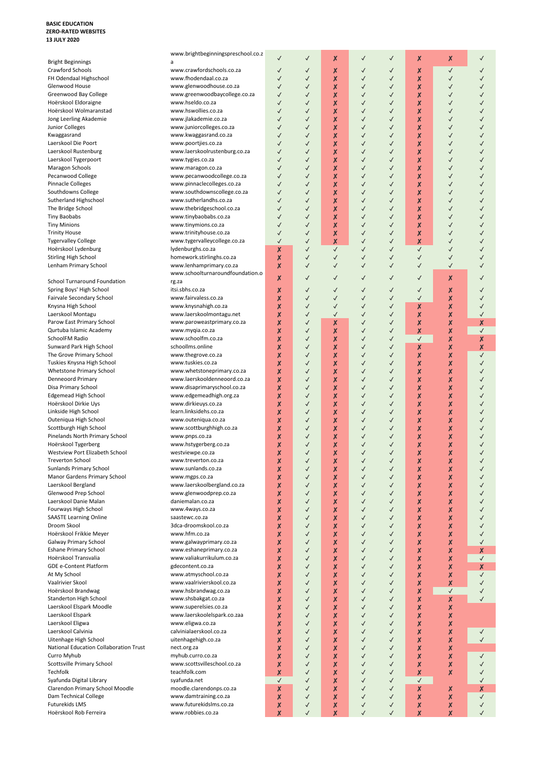**BASIC EDUCATION**
**ZERO-RATED WEBSITES**
**13 JULY 2020**

| | | | | | | | | | |
|---|---|---|---|---|---|---|---|---|---|
| Bright Beginnings | www.brightbeginningspreschool.co.za | ✓ | ✓ | ✗ | ✓ | ✓ | ✗ | ✗ | ✓ |
| Crawford Schools | www.crawfordschools.co.za | ✓ | ✓ | ✗ | ✓ | ✓ | ✗ | ✓ | ✓ |
| FH Odendaal Highschool | www.fhodendaal.co.za | ✓ | ✓ | ✗ | ✓ | ✓ | ✗ | ✓ | ✓ |
| Glenwood House | www.glenwoodhouse.co.za | ✓ | ✓ | ✗ | ✓ | ✓ | ✗ | ✓ | ✓ |
| Greenwood Bay College | www.greenwoodbaycollege.co.za | ✓ | ✓ | ✗ | ✓ | ✓ | ✗ | ✓ | ✓ |
| Hoërskool Eldoraigne | www.hseldo.co.za | ✓ | ✓ | ✗ | ✓ | ✓ | ✗ | ✓ | ✓ |
| Hoërskool Wolmaranstad | www.hswollies.co.za | ✓ | ✓ | ✗ | ✓ | ✓ | ✗ | ✓ | ✓ |
| Jong Leerling Akademie | www.jlakademie.co.za | ✓ | ✓ | ✗ | ✓ | ✓ | ✗ | ✓ | ✓ |
| Junior Colleges | www.juniorcolleges.co.za | ✓ | ✓ | ✗ | ✓ | ✓ | ✗ | ✓ | ✓ |
| Kwaggasrand | www.kwaggasrand.co.za | ✓ | ✓ | ✗ | ✓ | ✓ | ✗ | ✓ | ✓ |
| Laerskool Die Poort | www.poortjies.co.za | ✓ | ✓ | ✗ | ✓ | ✓ | ✗ | ✓ | ✓ |
| Laerskool Rustenburg | www.laerskoolrustenburg.co.za | ✓ | ✓ | ✗ | ✓ | ✓ | ✗ | ✓ | ✓ |
| Laerskool Tygerpoort | www.tygies.co.za | ✓ | ✓ | ✗ | ✓ | ✓ | ✗ | ✓ | ✓ |
| Maragon Schools | www.maragon.co.za | ✓ | ✓ | ✗ | ✓ | ✓ | ✗ | ✓ | ✓ |
| Pecanwood College | www.pecanwoodcollege.co.za | ✓ | ✓ | ✗ | ✓ | ✓ | ✗ | ✓ | ✓ |
| Pinnacle Colleges | www.pinnaclecolleges.co.za | ✓ | ✓ | ✗ | ✓ | ✓ | ✗ | ✓ | ✓ |
| Southdowns College | www.southdownscollege.co.za | ✓ | ✓ | ✗ | ✓ | ✓ | ✗ | ✓ | ✓ |
| Sutherland Highschool | www.sutherlandhs.co.za | ✓ | ✓ | ✗ | ✓ | ✓ | ✗ | ✓ | ✓ |
| The Bridge School | www.thebridgeschool.co.za | ✓ | ✓ | ✗ | ✓ | ✓ | ✗ | ✓ | ✓ |
| Tiny Baobabs | www.tinybaobabs.co.za | ✓ | ✓ | ✗ | ✓ | ✓ | ✗ | ✓ | ✓ |
| Tiny Minions | www.tinymions.co.za | ✓ | ✓ | ✗ | ✓ | ✓ | ✗ | ✓ | ✓ |
| Trinity House | www.trinityhouse.co.za | ✓ | ✓ | ✗ | ✓ | ✓ | ✗ | ✓ | ✓ |
| Tygervalley College | www.tygervalleycollege.co.za | ✓ | ✓ | ✗ | ✓ | ✓ | ✗ | ✓ | ✓ |
| Hoërskool Lydenburg | lydenburghs.co.za | ✗ | ✓ | ✓ | ✓ | ✓ | ✓ | ✓ | ✓ |
| Stirling High School | homework.stirlinghs.co.za | ✗ | ✓ | ✓ | ✓ | ✓ | ✓ | ✓ | ✓ |
| Lenham Primary School | www.lenhamprimary.co.za | ✗ | ✓ | ✓ | ✓ | ✓ | ✓ | ✓ | ✓ |
| School Turnaround Foundation | www.schoolturnaroundfoundation.org.za | ✗ | ✓ | ✓ | ✓ | ✓ | ✓ | ✗ | ✓ |
| Spring Boys' High School | itsi.sbhs.co.za | ✗ | ✓ | ✓ | ✓ | ✓ | ✓ | ✗ | ✓ |
| Fairvale Secondary School | www.fairvaless.co.za | ✗ | ✓ | ✓ | ✓ | ✓ | ✓ | ✗ | ✓ |
| Knysna High School | www.knysnahigh.co.za | ✗ | ✓ | ✓ | ✓ | ✓ | ✗ | ✗ | ✓ |
| Laerskool Montagu | www.laerskoolmontagu.net | ✗ | ✓ | ✓ | ✓ | ✓ | ✗ | ✗ | ✓ |
| Parow East Primary School | www.paroweastprimary.co.za | ✗ | ✓ | ✗ | ✓ | ✓ | ✗ | ✗ | ✗ |
| Qurtuba Islamic Academy | www.myqia.co.za | ✗ | ✓ | ✗ | ✓ | ✓ | ✗ | ✗ | ✓ |
| SchoolFM Radio | www.schoolfm.co.za | ✗ | ✓ | ✗ | ✓ | ✓ | ✓ | ✗ | ✗ |
| Sunward Park High School | schoollms.online | ✗ | ✓ | ✗ | ✓ | ✓ | ✗ | ✗ | ✗ |
| The Grove Primary School | www.thegrove.co.za | ✗ | ✓ | ✗ | ✓ | ✓ | ✗ | ✗ | ✓ |
| Tuskies Knysna High School | www.tuskies.co.za | ✗ | ✓ | ✗ | ✓ | ✓ | ✗ | ✗ | ✓ |
| Whetstone Primary School | www.whetstoneprimary.co.za | ✗ | ✓ | ✗ | ✓ | ✓ | ✗ | ✗ | ✓ |
| Denneoord Primary | www.laerskooldenneoord.co.za | ✗ | ✓ | ✗ | ✓ | ✓ | ✗ | ✗ | ✓ |
| Disa Primary School | www.disaprimaryschool.co.za | ✗ | ✓ | ✗ | ✓ | ✓ | ✗ | ✗ | ✓ |
| Edgemead High School | www.edgemeadhigh.org.za | ✗ | ✓ | ✗ | ✓ | ✓ | ✗ | ✗ | ✓ |
| Hoërskool Dirkie Uys | www.dirkieuys.co.za | ✗ | ✓ | ✗ | ✓ | ✓ | ✗ | ✗ | ✓ |
| Linkside High School | learn.linksidehs.co.za | ✗ | ✓ | ✗ | ✓ | ✓ | ✗ | ✗ | ✓ |
| Outeniqua High School | www.outeniqua.co.za | ✗ | ✓ | ✗ | ✓ | ✓ | ✗ | ✗ | ✓ |
| Scottburgh High School | www.scottburghhigh.co.za | ✗ | ✓ | ✗ | ✓ | ✓ | ✗ | ✗ | ✓ |
| Pinelands North Primary School | www.pnps.co.za | ✗ | ✓ | ✗ | ✓ | ✓ | ✗ | ✗ | ✓ |
| Hoërskool Tygerberg | www.hstygerberg.co.za | ✗ | ✓ | ✗ | ✓ | ✓ | ✗ | ✗ | ✓ |
| Westview Port Elizabeth School | westviewpe.co.za | ✗ | ✓ | ✗ | ✓ | ✓ | ✗ | ✗ | ✓ |
| Treverton School | www.treverton.co.za | ✗ | ✓ | ✗ | ✓ | ✓ | ✗ | ✗ | ✓ |
| Sunlands Primary School | www.sunlands.co.za | ✗ | ✓ | ✗ | ✓ | ✓ | ✗ | ✗ | ✓ |
| Manor Gardens Primary School | www.mgps.co.za | ✗ | ✓ | ✗ | ✓ | ✓ | ✗ | ✗ | ✓ |
| Laerskool Bergland | www.laerskoolbergland.co.za | ✗ | ✓ | ✗ | ✓ | ✓ | ✗ | ✗ | ✓ |
| Glenwood Prep School | www.glenwoodprep.co.za | ✗ | ✓ | ✗ | ✓ | ✓ | ✗ | ✗ | ✓ |
| Laerskool Danie Malan | daniemalan.co.za | ✗ | ✓ | ✗ | ✓ | ✓ | ✗ | ✗ | ✓ |
| Fourways High School | www.4ways.co.za | ✗ | ✓ | ✗ | ✓ | ✓ | ✗ | ✗ | ✓ |
| SAASTE Learning Online | saastewc.co.za | ✗ | ✓ | ✗ | ✓ | ✓ | ✗ | ✗ | ✓ |
| Droom Skool | 3dca-droomskool.co.za | ✗ | ✓ | ✗ | ✓ | ✓ | ✗ | ✗ | ✓ |
| Hoërskool Frikkie Meyer | www.hfm.co.za | ✗ | ✓ | ✗ | ✓ | ✓ | ✗ | ✗ | ✓ |
| Galway Primary School | www.galwayprimary.co.za | ✗ | ✓ | ✗ | ✓ | ✓ | ✗ | ✗ | ✓ |
| Eshane Primary School | www.eshaneprimary.co.za | ✗ | ✓ | ✗ | ✓ | ✓ | ✗ | ✗ | ✗ |
| Hoërskool Transvalia | www.valiakurrikulum.co.za | ✗ | ✓ | ✗ | ✓ | ✓ | ✗ | ✗ | ✓ |
| GDE e-Content Platform | gdecontent.co.za | ✗ | ✓ | ✗ | ✓ | ✓ | ✗ | ✗ | ✗ |
| At My School | www.atmyschool.co.za | ✗ | ✓ | ✗ | ✓ | ✓ | ✗ | ✗ | ✓ |
| Vaalrivier Skool | www.vaalrivierskool.co.za | ✗ | ✓ | ✗ | ✓ | ✓ | ✗ | ✗ | ✓ |
| Hoërskool Brandwag | www.hsbrandwag.co.za | ✗ | ✓ | ✗ | ✓ | ✓ | ✗ | ✓ | ✓ |
| Standerton High School | www.shsbakgat.co.za | ✗ | ✓ | ✗ | ✓ | ✓ | ✗ | ✗ | ✓ |
| Laerskool Elspark Moodle | www.superelsies.co.za | ✗ | ✓ | ✗ | ✓ | ✓ | ✗ | ✗ | |
| Laerskool Elspark | www.laerskoolelspark.co.zaa | ✗ | ✓ | ✗ | ✓ | ✓ | ✗ | ✗ | |
| Laerskool Eligwa | www.eligwa.co.za | ✗ | ✓ | ✗ | ✓ | ✓ | ✗ | ✗ | |
| Laerskool Calvinia | calvinialaerskool.co.za | ✗ | ✓ | ✗ | ✓ | ✓ | ✗ | ✗ | ✓ |
| Uitenhage High School | uitenhagehigh.co.za | ✗ | ✓ | ✗ | ✓ | ✓ | ✗ | ✗ | ✓ |
| National Education Collaboration Trust | nect.org.za | ✗ | ✓ | ✗ | ✓ | ✓ | ✗ | ✗ | |
| Curro Myhub | myhub.curro.co.za | ✗ | ✓ | ✗ | ✓ | ✓ | ✗ | ✗ | ✓ |
| Scottsville Primary School | www.scottsvilleschool.co.za | ✗ | ✓ | ✗ | ✓ | ✓ | ✗ | ✗ | ✓ |
| Techfolk | teachfolk.com | ✗ | ✓ | ✗ | ✓ | ✓ | ✗ | ✗ | ✓ |
| Syafunda Digital Library | syafunda.net | ✓ | ✓ | ✗ | ✓ | ✓ | ✓ | | ✓ |
| Clarendon Primary School Moodle | moodle.clarendonps.co.za | ✗ | ✓ | ✗ | ✓ | ✓ | ✗ | ✗ | ✗ |
| Dam Technical College | www.damtraining.co.za | ✗ | ✓ | ✗ | ✓ | ✓ | ✗ | ✗ | ✓ |
| Futurekids LMS | www.futurekidslms.co.za | ✗ | ✓ | ✗ | ✓ | ✓ | ✗ | ✗ | ✓ |
| Hoërskool Rob Ferreira | www.robbies.co.za | ✗ | ✓ | ✗ | ✓ | ✓ | ✗ | ✗ | ✓ |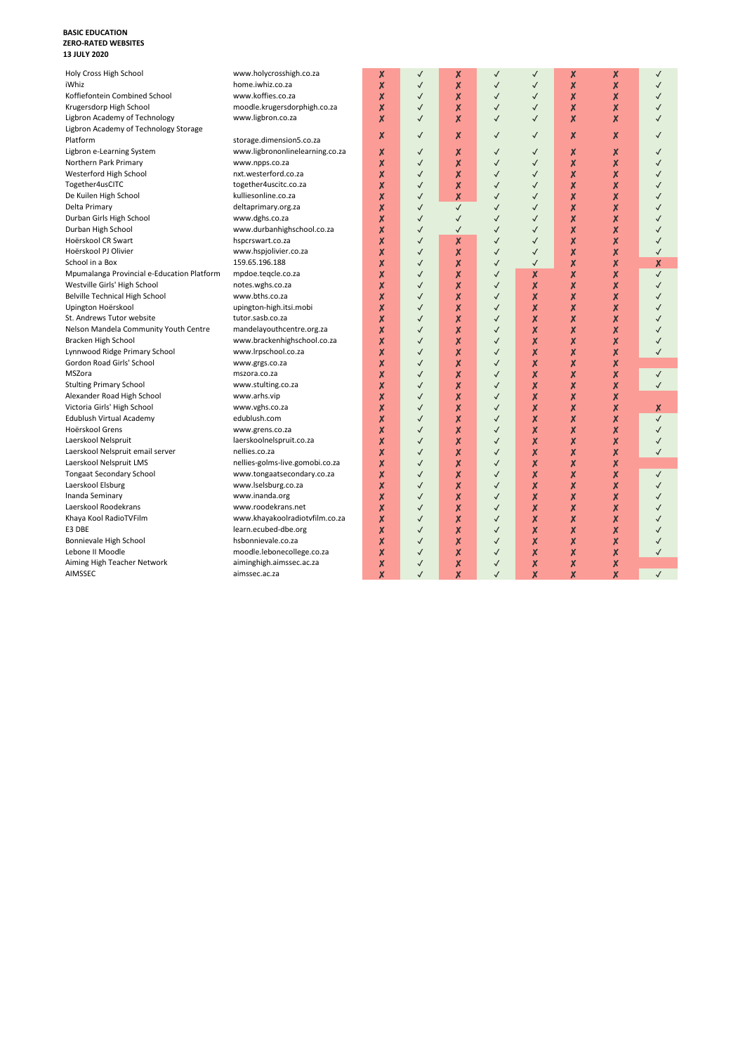**BASIC EDUCATION**
**ZERO-RATED WEBSITES**
**13 JULY 2020**

| | | | | | | | | | |
|---|---|---|---|---|---|---|---|---|---|
| Holy Cross High School | www.holycrosshigh.co.za | ✗ | ✓ | ✗ | ✓ | ✓ | ✗ | ✗ | ✓ |
| iWhiz | home.iwhiz.co.za | ✗ | ✓ | ✗ | ✓ | ✓ | ✗ | ✗ | ✓ |
| Koffiefontein Combined School | www.koffies.co.za | ✗ | ✓ | ✗ | ✓ | ✓ | ✗ | ✗ | ✓ |
| Krugersdorp High School | moodle.krugersdorphigh.co.za | ✗ | ✓ | ✗ | ✓ | ✓ | ✗ | ✗ | ✓ |
| Ligbron Academy of Technology | www.ligbron.co.za | ✗ | ✓ | ✗ | ✓ | ✓ | ✗ | ✗ | ✓ |
| Ligbron Academy of Technology Storage Platform | storage.dimension5.co.za | ✗ | ✓ | ✗ | ✓ | ✓ | ✗ | ✗ | ✓ |
| Ligbron e-Learning System | www.ligbrononlinelearning.co.za | ✗ | ✓ | ✗ | ✓ | ✓ | ✗ | ✗ | ✓ |
| Northern Park Primary | www.npps.co.za | ✗ | ✓ | ✗ | ✓ | ✓ | ✗ | ✗ | ✓ |
| Westerford High School | nxt.westerford.co.za | ✗ | ✓ | ✗ | ✓ | ✓ | ✗ | ✗ | ✓ |
| Together4usCITC | together4uscitc.co.za | ✗ | ✓ | ✗ | ✓ | ✓ | ✗ | ✗ | ✓ |
| De Kuilen High School | kulliesonline.co.za | ✗ | ✓ | ✗ | ✓ | ✓ | ✗ | ✗ | ✓ |
| Delta Primary | deltaprimary.org.za | ✗ | ✓ | ✓ | ✓ | ✓ | ✗ | ✗ | ✓ |
| Durban Girls High School | www.dghs.co.za | ✗ | ✓ | ✓ | ✓ | ✓ | ✗ | ✗ | ✓ |
| Durban High School | www.durbanhighschool.co.za | ✗ | ✓ | ✓ | ✓ | ✓ | ✗ | ✗ | ✓ |
| Hoërskool CR Swart | hspcrswart.co.za | ✗ | ✓ | ✗ | ✓ | ✓ | ✗ | ✗ | ✓ |
| Hoërskool PJ Olivier | www.hspjolivier.co.za | ✗ | ✓ | ✗ | ✓ | ✓ | ✗ | ✗ | ✓ |
| School in a Box | 159.65.196.188 | ✗ | ✓ | ✗ | ✓ | ✓ | ✗ | ✗ | ✗ |
| Mpumalanga Provincial e-Education Platform | mpdoe.teqcle.co.za | ✗ | ✓ | ✗ | ✓ | ✗ | ✗ | ✗ | ✓ |
| Westville Girls' High School | notes.wghs.co.za | ✗ | ✓ | ✗ | ✓ | ✗ | ✗ | ✗ | ✓ |
| Belville Technical High School | www.bths.co.za | ✗ | ✓ | ✗ | ✓ | ✗ | ✗ | ✗ | ✓ |
| Upington Hoërskool | upington-high.itsi.mobi | ✗ | ✓ | ✗ | ✓ | ✗ | ✗ | ✗ | ✓ |
| St. Andrews Tutor website | tutor.sasb.co.za | ✗ | ✓ | ✗ | ✓ | ✗ | ✗ | ✗ | ✓ |
| Nelson Mandela Community Youth Centre | mandelayouthcentre.org.za | ✗ | ✓ | ✗ | ✓ | ✗ | ✗ | ✗ | ✓ |
| Bracken High School | www.brackenhighschool.co.za | ✗ | ✓ | ✗ | ✓ | ✗ | ✗ | ✗ | ✓ |
| Lynnwood Ridge Primary School | www.lrpschool.co.za | ✗ | ✓ | ✗ | ✓ | ✗ | ✗ | ✗ | ✓ |
| Gordon Road Girls' School | www.grgs.co.za | ✗ | ✓ | ✗ | ✓ | ✗ | ✗ | ✗ | |
| MSZora | mszora.co.za | ✗ | ✓ | ✗ | ✓ | ✗ | ✗ | ✗ | ✓ |
| Stulting Primary School | www.stulting.co.za | ✗ | ✓ | ✗ | ✓ | ✗ | ✗ | ✗ | ✓ |
| Alexander Road High School | www.arhs.vip | ✗ | ✓ | ✗ | ✓ | ✗ | ✗ | ✗ | |
| Victoria Girls' High School | www.vghs.co.za | ✗ | ✓ | ✗ | ✓ | ✗ | ✗ | ✗ | ✗ |
| Edublush Virtual Academy | edublush.com | ✗ | ✓ | ✗ | ✓ | ✗ | ✗ | ✗ | ✓ |
| Hoërskool Grens | www.grens.co.za | ✗ | ✓ | ✗ | ✓ | ✗ | ✗ | ✗ | ✓ |
| Laerskool Nelspruit | laerskoolnelspruit.co.za | ✗ | ✓ | ✗ | ✓ | ✗ | ✗ | ✗ | ✓ |
| Laerskool Nelspruit email server | nellies.co.za | ✗ | ✓ | ✗ | ✓ | ✗ | ✗ | ✗ | ✓ |
| Laerskool Nelspruit LMS | nellies-golms-live.gomobi.co.za | ✗ | ✓ | ✗ | ✓ | ✗ | ✗ | ✗ | |
| Tongaat Secondary School | www.tongaatsecondary.co.za | ✗ | ✓ | ✗ | ✓ | ✗ | ✗ | ✗ | ✓ |
| Laerskool Elsburg | www.lselsburg.co.za | ✗ | ✓ | ✗ | ✓ | ✗ | ✗ | ✗ | ✓ |
| Inanda Seminary | www.inanda.org | ✗ | ✓ | ✗ | ✓ | ✗ | ✗ | ✗ | ✓ |
| Laerskool Roodekrans | www.roodekrans.net | ✗ | ✓ | ✗ | ✓ | ✗ | ✗ | ✗ | ✓ |
| Khaya Kool RadioTVFilm | www.khayakoolradiotvfilm.co.za | ✗ | ✓ | ✗ | ✓ | ✗ | ✗ | ✗ | ✓ |
| E3 DBE | learn.ecubed-dbe.org | ✗ | ✓ | ✗ | ✓ | ✗ | ✗ | ✗ | ✓ |
| Bonnievale High School | hsbonnievale.co.za | ✗ | ✓ | ✗ | ✓ | ✗ | ✗ | ✗ | ✓ |
| Lebone II Moodle | moodle.lebonecollege.co.za | ✗ | ✓ | ✗ | ✓ | ✗ | ✗ | ✗ | ✓ |
| Aiming High Teacher Network | aiminghigh.aimssec.ac.za | ✗ | ✓ | ✗ | ✓ | ✗ | ✗ | ✗ | |
| AIMSSEC | aimssec.ac.za | ✗ | ✓ | ✗ | ✓ | ✗ | ✗ | ✗ | ✓ |